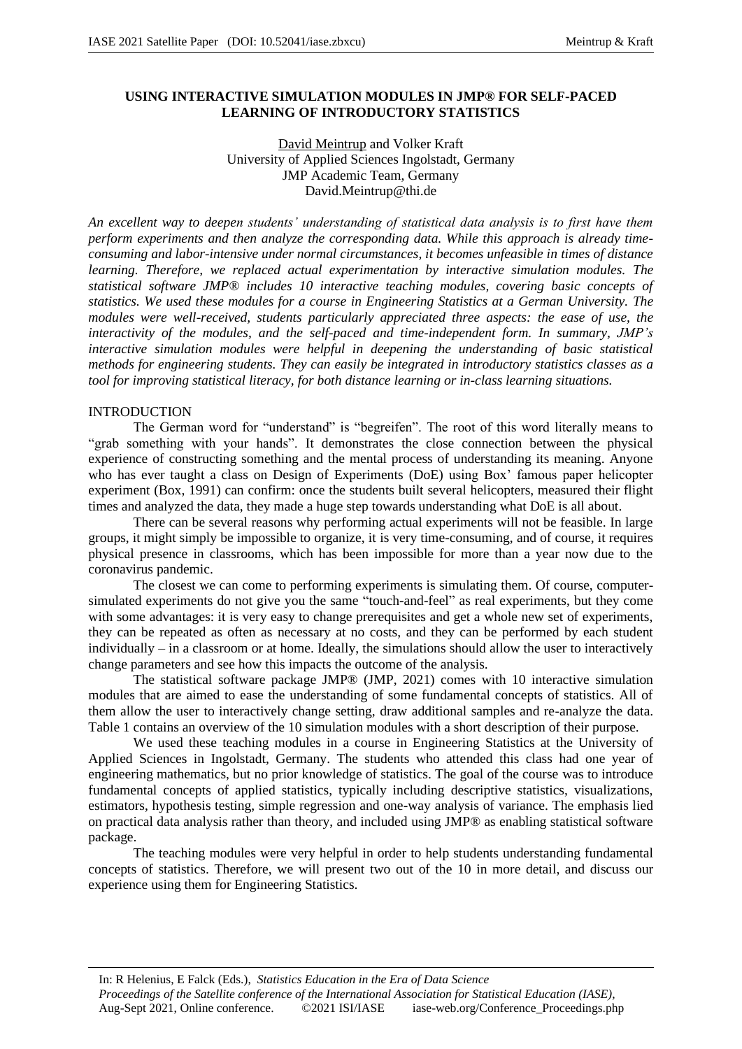# USING INTERACTIVE SIMULATION MODULES IN JMP® FOR SELF-PACED LEARNING OF INTRODUCTORY STATISTICS

David Meintrup and Volker Kraft
University of Applied Sciences Ingolstadt, Germany
JMP Academic Team, Germany
David.Meintrup@thi.de

*An excellent way to deepen students' understanding of statistical data analysis is to first have them perform experiments and then analyze the corresponding data. While this approach is already time-consuming and labor-intensive under normal circumstances, it becomes unfeasible in times of distance learning. Therefore, we replaced actual experimentation by interactive simulation modules. The statistical software JMP® includes 10 interactive teaching modules, covering basic concepts of statistics. We used these modules for a course in Engineering Statistics at a German University. The modules were well-received, students particularly appreciated three aspects: the ease of use, the interactivity of the modules, and the self-paced and time-independent form. In summary, JMP's interactive simulation modules were helpful in deepening the understanding of basic statistical methods for engineering students. They can easily be integrated in introductory statistics classes as a tool for improving statistical literacy, for both distance learning or in-class learning situations.*

## INTRODUCTION

The German word for "understand" is "begreifen". The root of this word literally means to "grab something with your hands". It demonstrates the close connection between the physical experience of constructing something and the mental process of understanding its meaning. Anyone who has ever taught a class on Design of Experiments (DoE) using Box' famous paper helicopter experiment (Box, 1991) can confirm: once the students built several helicopters, measured their flight times and analyzed the data, they made a huge step towards understanding what DoE is all about.

There can be several reasons why performing actual experiments will not be feasible. In large groups, it might simply be impossible to organize, it is very time-consuming, and of course, it requires physical presence in classrooms, which has been impossible for more than a year now due to the coronavirus pandemic.

The closest we can come to performing experiments is simulating them. Of course, computer-simulated experiments do not give you the same "touch-and-feel" as real experiments, but they come with some advantages: it is very easy to change prerequisites and get a whole new set of experiments, they can be repeated as often as necessary at no costs, and they can be performed by each student individually – in a classroom or at home. Ideally, the simulations should allow the user to interactively change parameters and see how this impacts the outcome of the analysis.

The statistical software package JMP® (JMP, 2021) comes with 10 interactive simulation modules that are aimed to ease the understanding of some fundamental concepts of statistics. All of them allow the user to interactively change setting, draw additional samples and re-analyze the data. Table 1 contains an overview of the 10 simulation modules with a short description of their purpose.

We used these teaching modules in a course in Engineering Statistics at the University of Applied Sciences in Ingolstadt, Germany. The students who attended this class had one year of engineering mathematics, but no prior knowledge of statistics. The goal of the course was to introduce fundamental concepts of applied statistics, typically including descriptive statistics, visualizations, estimators, hypothesis testing, simple regression and one-way analysis of variance. The emphasis lied on practical data analysis rather than theory, and included using JMP® as enabling statistical software package.

The teaching modules were very helpful in order to help students understanding fundamental concepts of statistics. Therefore, we will present two out of the 10 in more detail, and discuss our experience using them for Engineering Statistics.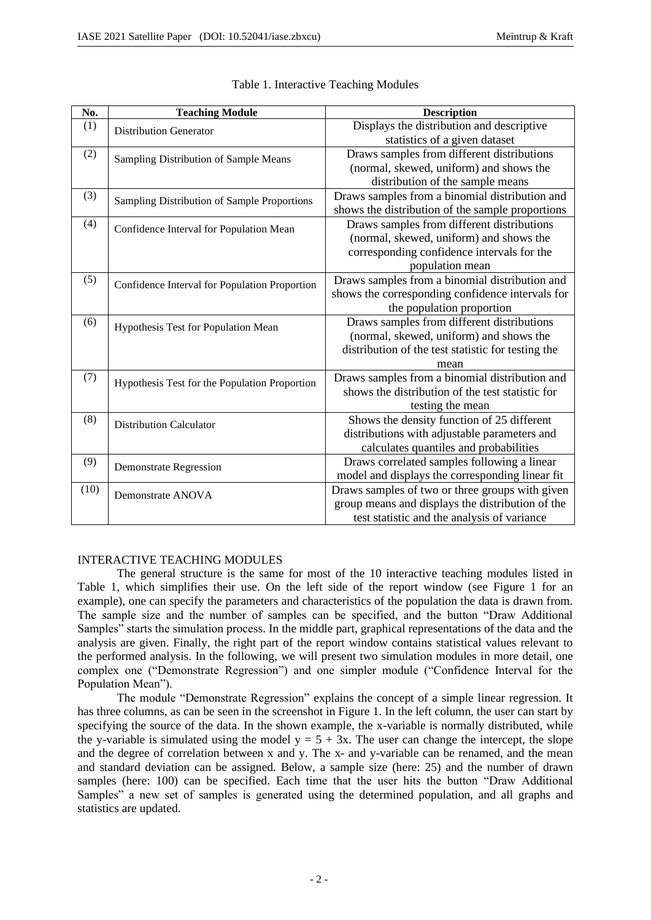Table 1. Interactive Teaching Modules

| No. | Teaching Module | Description |
|---|---|---|
| (1) | Distribution Generator | Displays the distribution and descriptive statistics of a given dataset |
| (2) | Sampling Distribution of Sample Means | Draws samples from different distributions (normal, skewed, uniform) and shows the distribution of the sample means |
| (3) | Sampling Distribution of Sample Proportions | Draws samples from a binomial distribution and shows the distribution of the sample proportions |
| (4) | Confidence Interval for Population Mean | Draws samples from different distributions (normal, skewed, uniform) and shows the corresponding confidence intervals for the population mean |
| (5) | Confidence Interval for Population Proportion | Draws samples from a binomial distribution and shows the corresponding confidence intervals for the population proportion |
| (6) | Hypothesis Test for Population Mean | Draws samples from different distributions (normal, skewed, uniform) and shows the distribution of the test statistic for testing the mean |
| (7) | Hypothesis Test for the Population Proportion | Draws samples from a binomial distribution and shows the distribution of the test statistic for testing the mean |
| (8) | Distribution Calculator | Shows the density function of 25 different distributions with adjustable parameters and calculates quantiles and probabilities |
| (9) | Demonstrate Regression | Draws correlated samples following a linear model and displays the corresponding linear fit |
| (10) | Demonstrate ANOVA | Draws samples of two or three groups with given group means and displays the distribution of the test statistic and the analysis of variance |

## INTERACTIVE TEACHING MODULES

The general structure is the same for most of the 10 interactive teaching modules listed in Table 1, which simplifies their use. On the left side of the report window (see Figure 1 for an example), one can specify the parameters and characteristics of the population the data is drawn from. The sample size and the number of samples can be specified, and the button "Draw Additional Samples" starts the simulation process. In the middle part, graphical representations of the data and the analysis are given. Finally, the right part of the report window contains statistical values relevant to the performed analysis. In the following, we will present two simulation modules in more detail, one complex one ("Demonstrate Regression") and one simpler module ("Confidence Interval for the Population Mean").

The module "Demonstrate Regression" explains the concept of a simple linear regression. It has three columns, as can be seen in the screenshot in Figure 1. In the left column, the user can start by specifying the source of the data. In the shown example, the x-variable is normally distributed, while the y-variable is simulated using the model $y = 5 + 3x$. The user can change the intercept, the slope and the degree of correlation between x and y. The x- and y-variable can be renamed, and the mean and standard deviation can be assigned. Below, a sample size (here: 25) and the number of drawn samples (here: 100) can be specified. Each time that the user hits the button "Draw Additional Samples" a new set of samples is generated using the determined population, and all graphs and statistics are updated.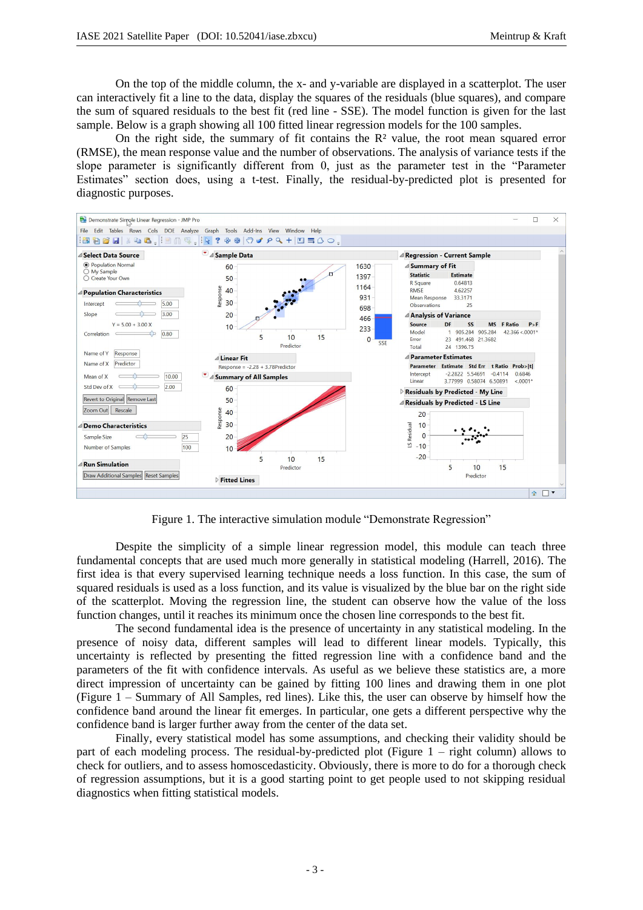On the top of the middle column, the x- and y-variable are displayed in a scatterplot. The user can interactively fit a line to the data, display the squares of the residuals (blue squares), and compare the sum of squared residuals to the best fit (red line - SSE). The model function is given for the last sample. Below is a graph showing all 100 fitted linear regression models for the 100 samples.

On the right side, the summary of fit contains the $R^2$ value, the root mean squared error (RMSE), the mean response value and the number of observations. The analysis of variance tests if the slope parameter is significantly different from 0, just as the parameter test in the "Parameter Estimates" section does, using a t-test. Finally, the residual-by-predicted plot is presented for diagnostic purposes.

Figure 1. The interactive simulation module "Demonstrate Regression"

Despite the simplicity of a simple linear regression model, this module can teach three fundamental concepts that are used much more generally in statistical modeling (Harrell, 2016). The first idea is that every supervised learning technique needs a loss function. In this case, the sum of squared residuals is used as a loss function, and its value is visualized by the blue bar on the right side of the scatterplot. Moving the regression line, the student can observe how the value of the loss function changes, until it reaches its minimum once the chosen line corresponds to the best fit.

The second fundamental idea is the presence of uncertainty in any statistical modeling. In the presence of noisy data, different samples will lead to different linear models. Typically, this uncertainty is reflected by presenting the fitted regression line with a confidence band and the parameters of the fit with confidence intervals. As useful as we believe these statistics are, a more direct impression of uncertainty can be gained by fitting 100 lines and drawing them in one plot (Figure 1 – Summary of All Samples, red lines). Like this, the user can observe by himself how the confidence band around the linear fit emerges. In particular, one gets a different perspective why the confidence band is larger further away from the center of the data set.

Finally, every statistical model has some assumptions, and checking their validity should be part of each modeling process. The residual-by-predicted plot (Figure 1 – right column) allows to check for outliers, and to assess homoscedasticity. Obviously, there is more to do for a thorough check of regression assumptions, but it is a good starting point to get people used to not skipping residual diagnostics when fitting statistical models.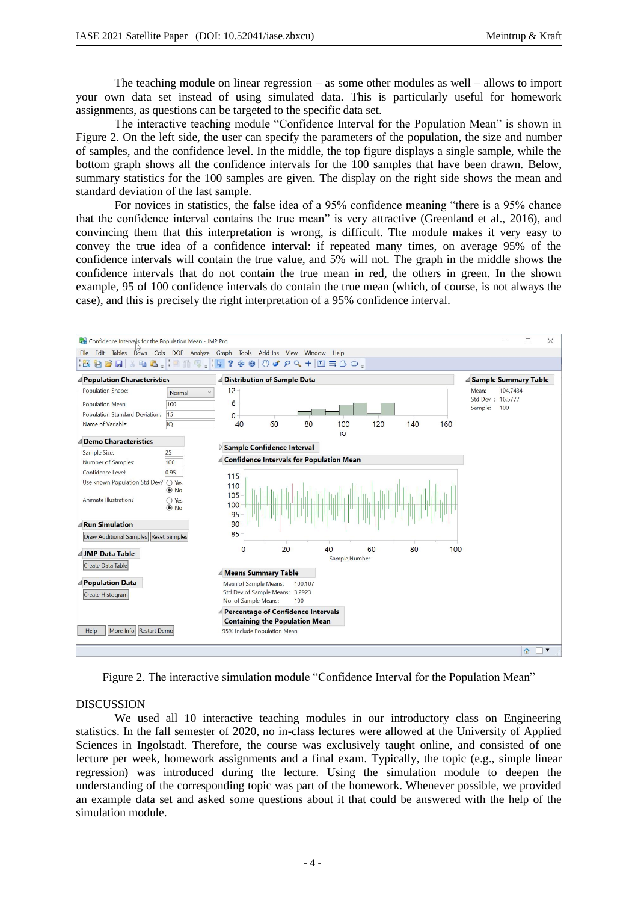The teaching module on linear regression – as some other modules as well – allows to import your own data set instead of using simulated data. This is particularly useful for homework assignments, as questions can be targeted to the specific data set.

The interactive teaching module "Confidence Interval for the Population Mean" is shown in Figure 2. On the left side, the user can specify the parameters of the population, the size and number of samples, and the confidence level. In the middle, the top figure displays a single sample, while the bottom graph shows all the confidence intervals for the 100 samples that have been drawn. Below, summary statistics for the 100 samples are given. The display on the right side shows the mean and standard deviation of the last sample.

For novices in statistics, the false idea of a 95% confidence meaning "there is a 95% chance that the confidence interval contains the true mean" is very attractive (Greenland et al., 2016), and convincing them that this interpretation is wrong, is difficult. The module makes it very easy to convey the true idea of a confidence interval: if repeated many times, on average 95% of the confidence intervals will contain the true value, and 5% will not. The graph in the middle shows the confidence intervals that do not contain the true mean in red, the others in green. In the shown example, 95 of 100 confidence intervals do contain the true mean (which, of course, is not always the case), and this is precisely the right interpretation of a 95% confidence interval.

Figure 2. The interactive simulation module "Confidence Interval for the Population Mean"

## DISCUSSION

We used all 10 interactive teaching modules in our introductory class on Engineering statistics. In the fall semester of 2020, no in-class lectures were allowed at the University of Applied Sciences in Ingolstadt. Therefore, the course was exclusively taught online, and consisted of one lecture per week, homework assignments and a final exam. Typically, the topic (e.g., simple linear regression) was introduced during the lecture. Using the simulation module to deepen the understanding of the corresponding topic was part of the homework. Whenever possible, we provided an example data set and asked some questions about it that could be answered with the help of the simulation module.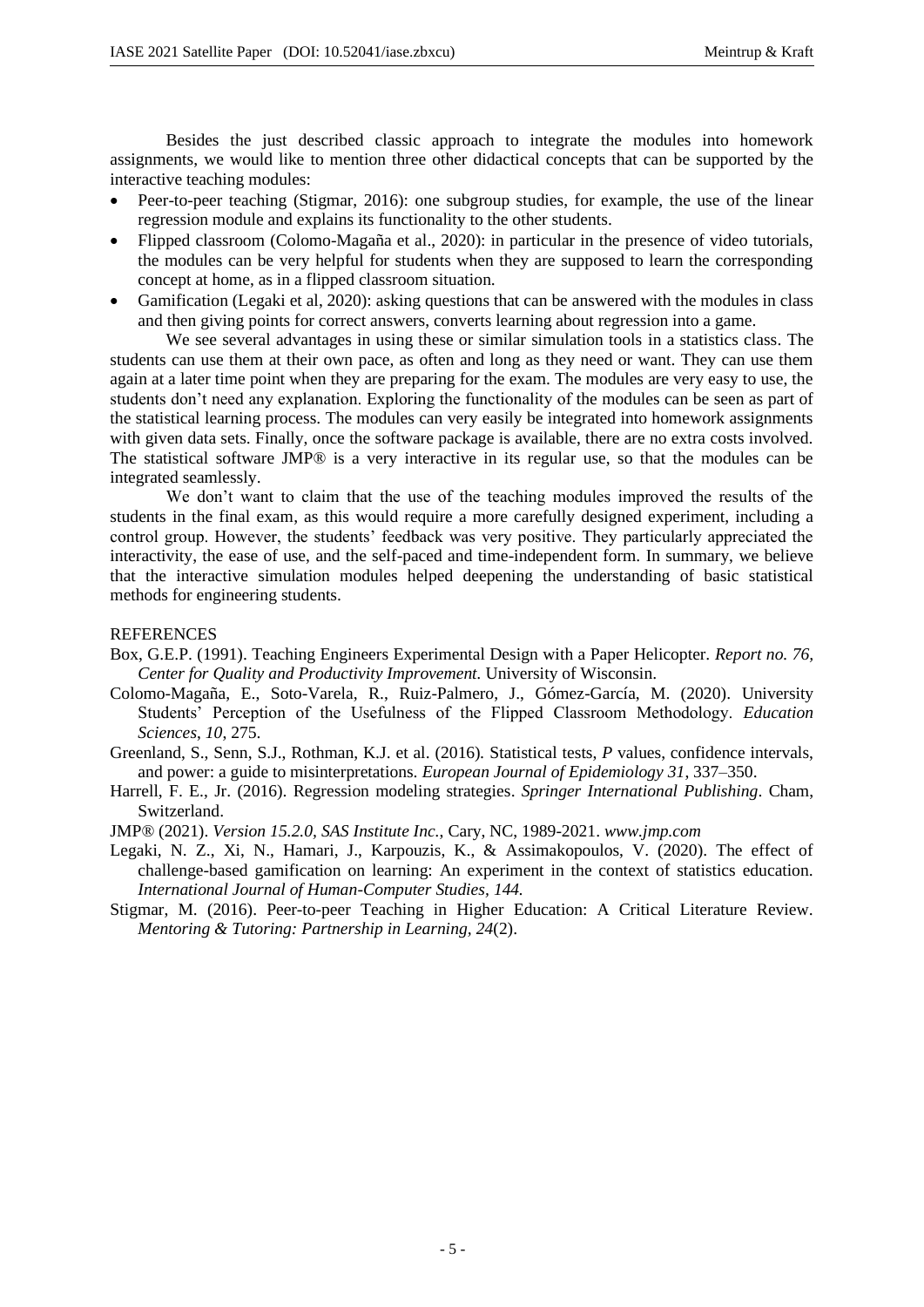Besides the just described classic approach to integrate the modules into homework assignments, we would like to mention three other didactical concepts that can be supported by the interactive teaching modules:

- Peer-to-peer teaching (Stigmar, 2016): one subgroup studies, for example, the use of the linear regression module and explains its functionality to the other students.
- Flipped classroom (Colomo-Magaña et al., 2020): in particular in the presence of video tutorials, the modules can be very helpful for students when they are supposed to learn the corresponding concept at home, as in a flipped classroom situation.
- Gamification (Legaki et al, 2020): asking questions that can be answered with the modules in class and then giving points for correct answers, converts learning about regression into a game.

We see several advantages in using these or similar simulation tools in a statistics class. The students can use them at their own pace, as often and long as they need or want. They can use them again at a later time point when they are preparing for the exam. The modules are very easy to use, the students don't need any explanation. Exploring the functionality of the modules can be seen as part of the statistical learning process. The modules can very easily be integrated into homework assignments with given data sets. Finally, once the software package is available, there are no extra costs involved. The statistical software JMP® is a very interactive in its regular use, so that the modules can be integrated seamlessly.

We don't want to claim that the use of the teaching modules improved the results of the students in the final exam, as this would require a more carefully designed experiment, including a control group. However, the students' feedback was very positive. They particularly appreciated the interactivity, the ease of use, and the self-paced and time-independent form. In summary, we believe that the interactive simulation modules helped deepening the understanding of basic statistical methods for engineering students.

## REFERENCES

Box, G.E.P. (1991). Teaching Engineers Experimental Design with a Paper Helicopter. *Report no. 76, Center for Quality and Productivity Improvement.* University of Wisconsin.

Colomo-Magaña, E., Soto-Varela, R., Ruiz-Palmero, J., Gómez-García, M. (2020). University Students' Perception of the Usefulness of the Flipped Classroom Methodology. *Education Sciences*, *10*, 275.

Greenland, S., Senn, S.J., Rothman, K.J. et al. (2016). Statistical tests, *P* values, confidence intervals, and power: a guide to misinterpretations. *European Journal of Epidemiology 31*, 337–350.

Harrell, F. E., Jr. (2016). Regression modeling strategies. *Springer International Publishing*. Cham, Switzerland.

JMP® (2021). *Version 15.2.0, SAS Institute Inc.*, Cary, NC, 1989-2021. *www.jmp.com*

Legaki, N. Z., Xi, N., Hamari, J., Karpouzis, K., & Assimakopoulos, V. (2020). The effect of challenge-based gamification on learning: An experiment in the context of statistics education. *International Journal of Human-Computer Studies, 144.*

Stigmar, M. (2016). Peer-to-peer Teaching in Higher Education: A Critical Literature Review. *Mentoring & Tutoring: Partnership in Learning, 24*(2).